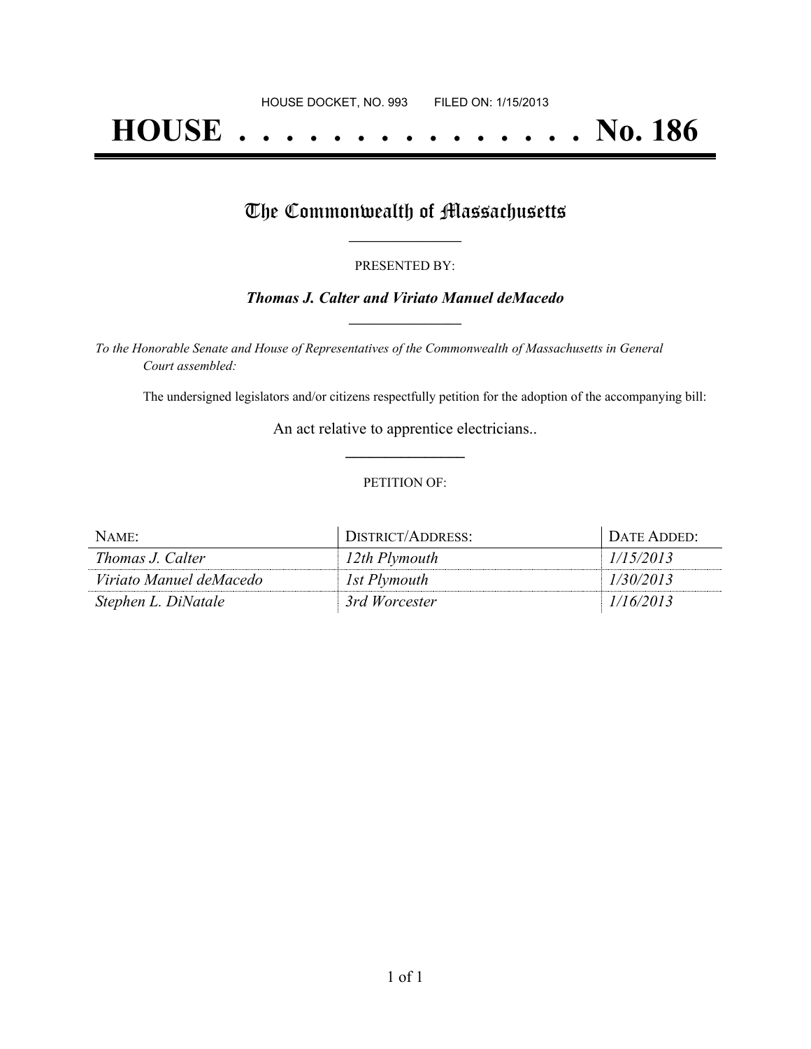HOUSE DOCKET, NO. 993        FILED ON: 1/15/2013

# HOUSE . . . . . . . . . . . . . . . No. 186

## The Commonwealth of Massachusetts

PRESENTED BY:

***Thomas J. Calter and Viriato Manuel deMacedo***

*To the Honorable Senate and House of Representatives of the Commonwealth of Massachusetts in General Court assembled:*

The undersigned legislators and/or citizens respectfully petition for the adoption of the accompanying bill:

An act relative to apprentice electricians..

PETITION OF:

| NAME: | DISTRICT/ADDRESS: | DATE ADDED: |
|---|---|---|
| *Thomas J. Calter* | *12th Plymouth* | *1/15/2013* |
| *Viriato Manuel deMacedo* | *1st Plymouth* | *1/30/2013* |
| *Stephen L. DiNatale* | *3rd Worcester* | *1/16/2013* |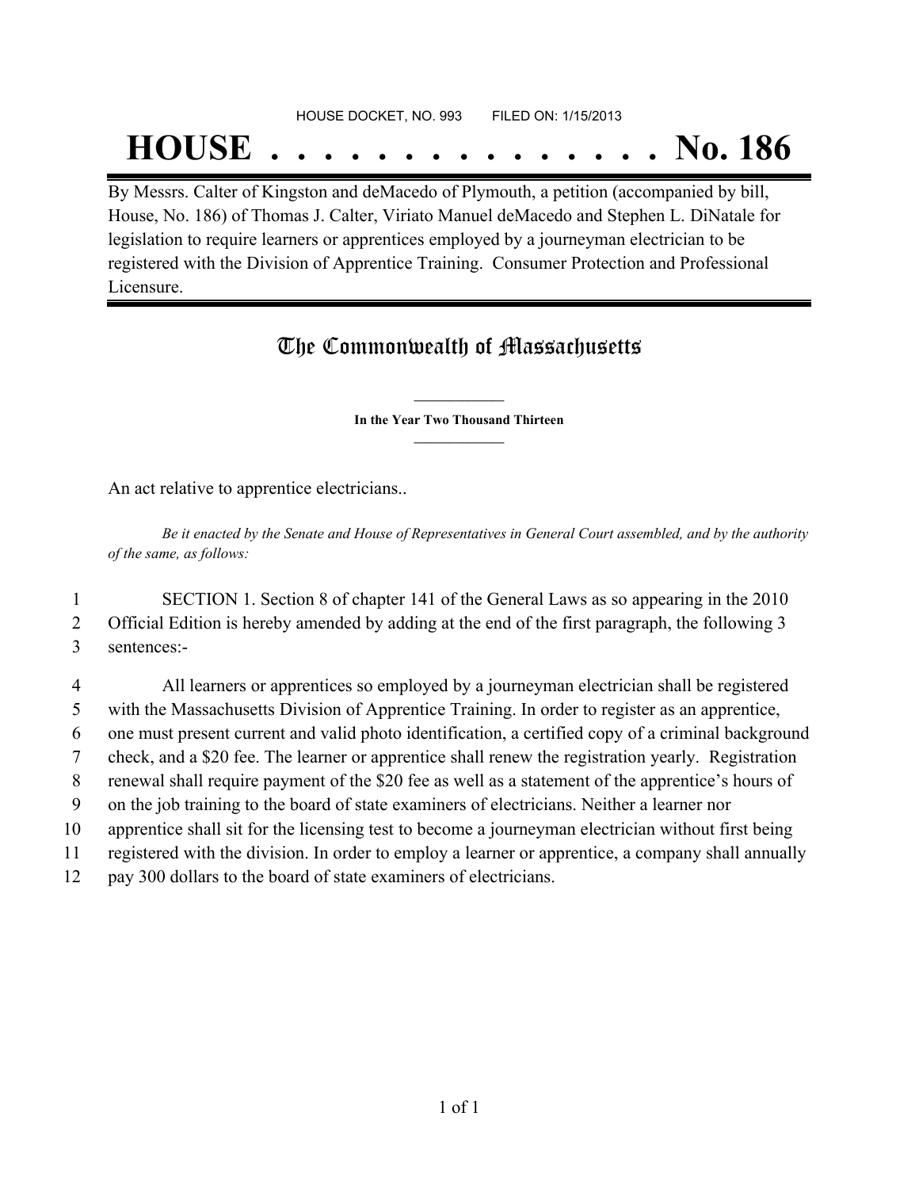HOUSE DOCKET, NO. 993 FILED ON: 1/15/2013

# HOUSE . . . . . . . . . . . . . . . No. 186

By Messrs. Calter of Kingston and deMacedo of Plymouth, a petition (accompanied by bill, House, No. 186) of Thomas J. Calter, Viriato Manuel deMacedo and Stephen L. DiNatale for legislation to require learners or apprentices employed by a journeyman electrician to be registered with the Division of Apprentice Training. Consumer Protection and Professional Licensure.

## The Commonwealth of Massachusetts

**In the Year Two Thousand Thirteen**

An act relative to apprentice electricians..

*Be it enacted by the Senate and House of Representatives in General Court assembled, and by the authority of the same, as follows:*

SECTION 1. Section 8 of chapter 141 of the General Laws as so appearing in the 2010 Official Edition is hereby amended by adding at the end of the first paragraph, the following 3 sentences:-

All learners or apprentices so employed by a journeyman electrician shall be registered with the Massachusetts Division of Apprentice Training. In order to register as an apprentice, one must present current and valid photo identification, a certified copy of a criminal background check, and a $20 fee. The learner or apprentice shall renew the registration yearly. Registration renewal shall require payment of the $20 fee as well as a statement of the apprentice's hours of on the job training to the board of state examiners of electricians. Neither a learner nor apprentice shall sit for the licensing test to become a journeyman electrician without first being registered with the division. In order to employ a learner or apprentice, a company shall annually pay 300 dollars to the board of state examiners of electricians.